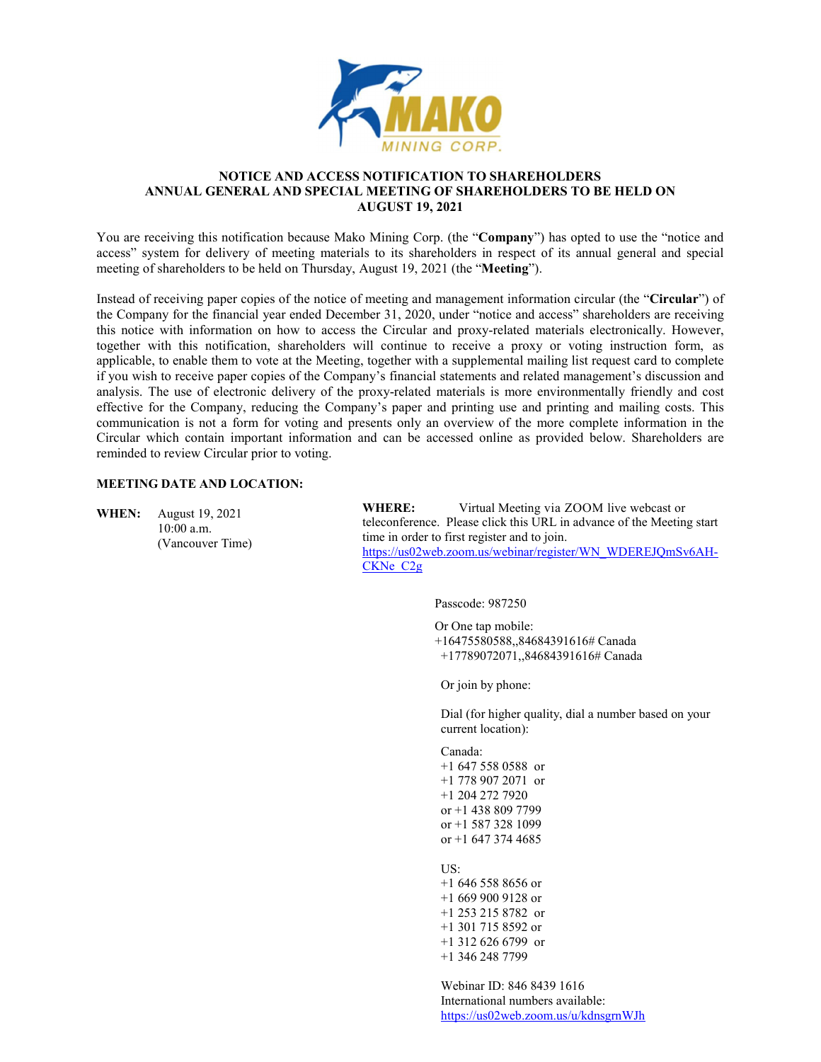# NOTICE AND ACCESS NOTIFICATION TO SHAREHOLDERS
## ANNUAL GENERAL AND SPECIAL MEETING OF SHAREHOLDERS TO BE HELD ON AUGUST 19, 2021

You are receiving this notification because Mako Mining Corp. (the "**Company**") has opted to use the "notice and access" system for delivery of meeting materials to its shareholders in respect of its annual general and special meeting of shareholders to be held on Thursday, August 19, 2021 (the "**Meeting**").

Instead of receiving paper copies of the notice of meeting and management information circular (the "**Circular**") of the Company for the financial year ended December 31, 2020, under "notice and access" shareholders are receiving this notice with information on how to access the Circular and proxy-related materials electronically. However, together with this notification, shareholders will continue to receive a proxy or voting instruction form, as applicable, to enable them to vote at the Meeting, together with a supplemental mailing list request card to complete if you wish to receive paper copies of the Company's financial statements and related management's discussion and analysis. The use of electronic delivery of the proxy-related materials is more environmentally friendly and cost effective for the Company, reducing the Company's paper and printing use and printing and mailing costs. This communication is not a form for voting and presents only an overview of the more complete information in the Circular which contain important information and can be accessed online as provided below. Shareholders are reminded to review Circular prior to voting.

**MEETING DATE AND LOCATION:**

**WHEN:** August 19, 2021
10:00 a.m.
(Vancouver Time)

**WHERE:** Virtual Meeting via ZOOM live webcast or teleconference. Please click this URL in advance of the Meeting start time in order to first register and to join.
https://us02web.zoom.us/webinar/register/WN_WDEREJQmSv6AH-CKNe_C2g

Passcode: 987250

Or One tap mobile:
+16475580588,,84684391616# Canada
+17789072071,,84684391616# Canada

Or join by phone:

Dial (for higher quality, dial a number based on your current location):

Canada:
+1 647 558 0588 or
+1 778 907 2071 or
+1 204 272 7920
or +1 438 809 7799
or +1 587 328 1099
or +1 647 374 4685

US:
+1 646 558 8656 or
+1 669 900 9128 or
+1 253 215 8782 or
+1 301 715 8592 or
+1 312 626 6799 or
+1 346 248 7799

Webinar ID: 846 8439 1616
International numbers available:
https://us02web.zoom.us/u/kdnsgrnWJh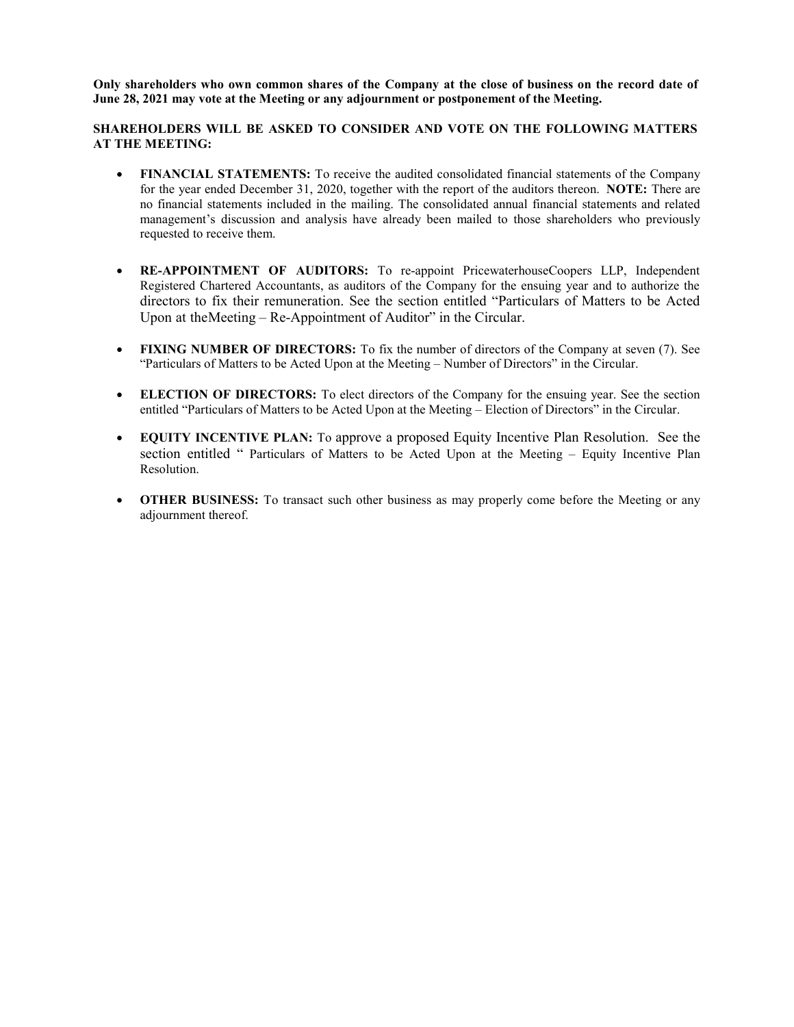**Only shareholders who own common shares of the Company at the close of business on the record date of June 28, 2021 may vote at the Meeting or any adjournment or postponement of the Meeting.**

**SHAREHOLDERS WILL BE ASKED TO CONSIDER AND VOTE ON THE FOLLOWING MATTERS AT THE MEETING:**

- **FINANCIAL STATEMENTS:** To receive the audited consolidated financial statements of the Company for the year ended December 31, 2020, together with the report of the auditors thereon. **NOTE:** There are no financial statements included in the mailing. The consolidated annual financial statements and related management's discussion and analysis have already been mailed to those shareholders who previously requested to receive them.

- **RE-APPOINTMENT OF AUDITORS:** To re-appoint PricewaterhouseCoopers LLP, Independent Registered Chartered Accountants, as auditors of the Company for the ensuing year and to authorize the directors to fix their remuneration. See the section entitled "Particulars of Matters to be Acted Upon at theMeeting – Re-Appointment of Auditor" in the Circular.

- **FIXING NUMBER OF DIRECTORS:** To fix the number of directors of the Company at seven (7). See "Particulars of Matters to be Acted Upon at the Meeting – Number of Directors" in the Circular.

- **ELECTION OF DIRECTORS:** To elect directors of the Company for the ensuing year. See the section entitled "Particulars of Matters to be Acted Upon at the Meeting – Election of Directors" in the Circular.

- **EQUITY INCENTIVE PLAN:** To approve a proposed Equity Incentive Plan Resolution. See the section entitled " Particulars of Matters to be Acted Upon at the Meeting – Equity Incentive Plan Resolution.

- **OTHER BUSINESS:** To transact such other business as may properly come before the Meeting or any adjournment thereof.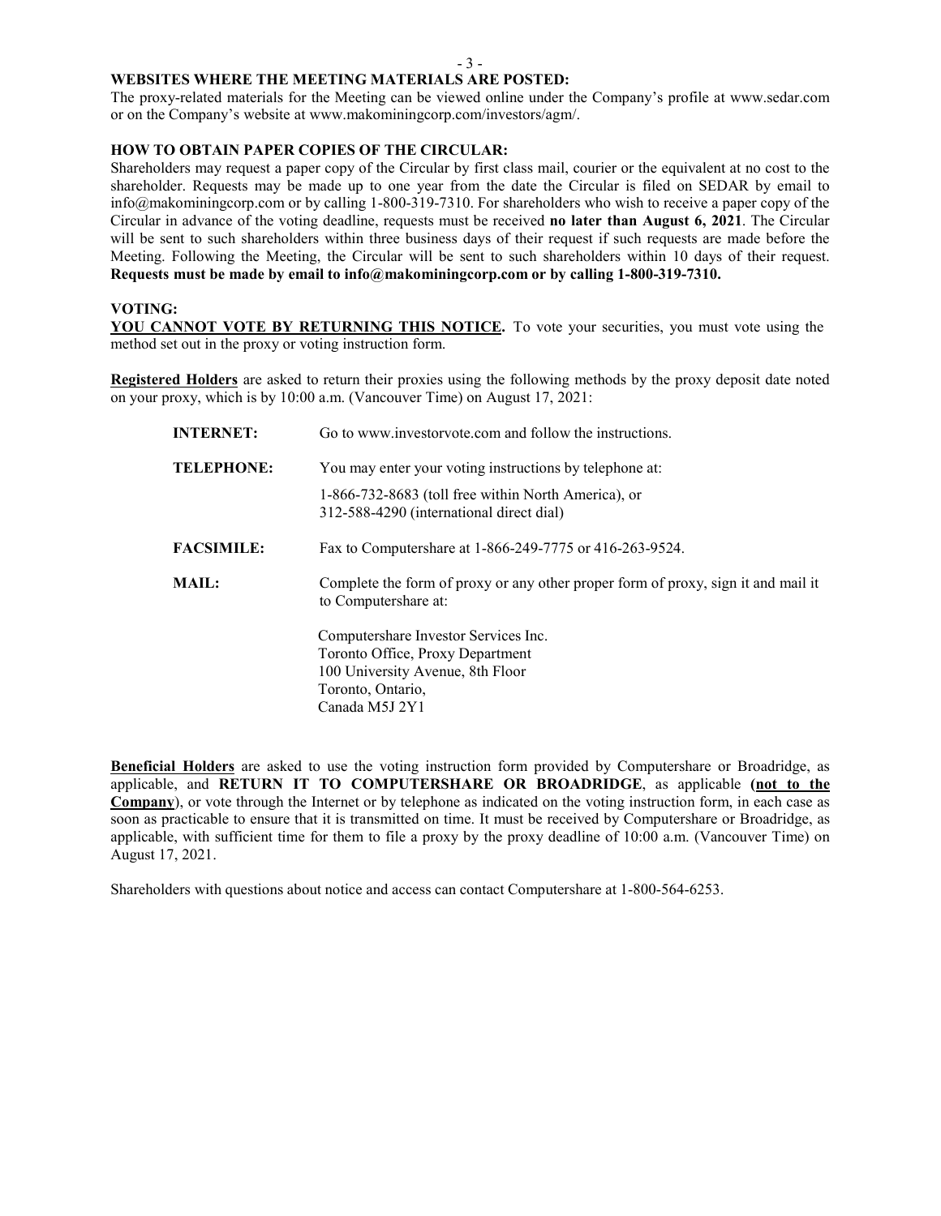**WEBSITES WHERE THE MEETING MATERIALS ARE POSTED:**

The proxy-related materials for the Meeting can be viewed online under the Company's profile at www.sedar.com or on the Company's website at www.makominingcorp.com/investors/agm/.

**HOW TO OBTAIN PAPER COPIES OF THE CIRCULAR:**

Shareholders may request a paper copy of the Circular by first class mail, courier or the equivalent at no cost to the shareholder. Requests may be made up to one year from the date the Circular is filed on SEDAR by email to info@makominingcorp.com or by calling 1-800-319-7310. For shareholders who wish to receive a paper copy of the Circular in advance of the voting deadline, requests must be received **no later than August 6, 2021**. The Circular will be sent to such shareholders within three business days of their request if such requests are made before the Meeting. Following the Meeting, the Circular will be sent to such shareholders within 10 days of their request. **Requests must be made by email to info@makominingcorp.com or by calling 1-800-319-7310.**

**VOTING:**

**YOU CANNOT VOTE BY RETURNING THIS NOTICE.** To vote your securities, you must vote using the method set out in the proxy or voting instruction form.

**Registered Holders** are asked to return their proxies using the following methods by the proxy deposit date noted on your proxy, which is by 10:00 a.m. (Vancouver Time) on August 17, 2021:

| | |
|---|---|
| **INTERNET:** | Go to www.investorvote.com and follow the instructions. |
| **TELEPHONE:** | You may enter your voting instructions by telephone at: 1-866-732-8683 (toll free within North America), or 312-588-4290 (international direct dial) |
| **FACSIMILE:** | Fax to Computershare at 1-866-249-7775 or 416-263-9524. |
| **MAIL:** | Complete the form of proxy or any other proper form of proxy, sign it and mail it to Computershare at: Computershare Investor Services Inc. Toronto Office, Proxy Department 100 University Avenue, 8th Floor Toronto, Ontario, Canada M5J 2Y1 |

**Beneficial Holders** are asked to use the voting instruction form provided by Computershare or Broadridge, as applicable, and **RETURN IT TO COMPUTERSHARE OR BROADRIDGE**, as applicable **(not to the Company)**, or vote through the Internet or by telephone as indicated on the voting instruction form, in each case as soon as practicable to ensure that it is transmitted on time. It must be received by Computershare or Broadridge, as applicable, with sufficient time for them to file a proxy by the proxy deadline of 10:00 a.m. (Vancouver Time) on August 17, 2021.

Shareholders with questions about notice and access can contact Computershare at 1-800-564-6253.